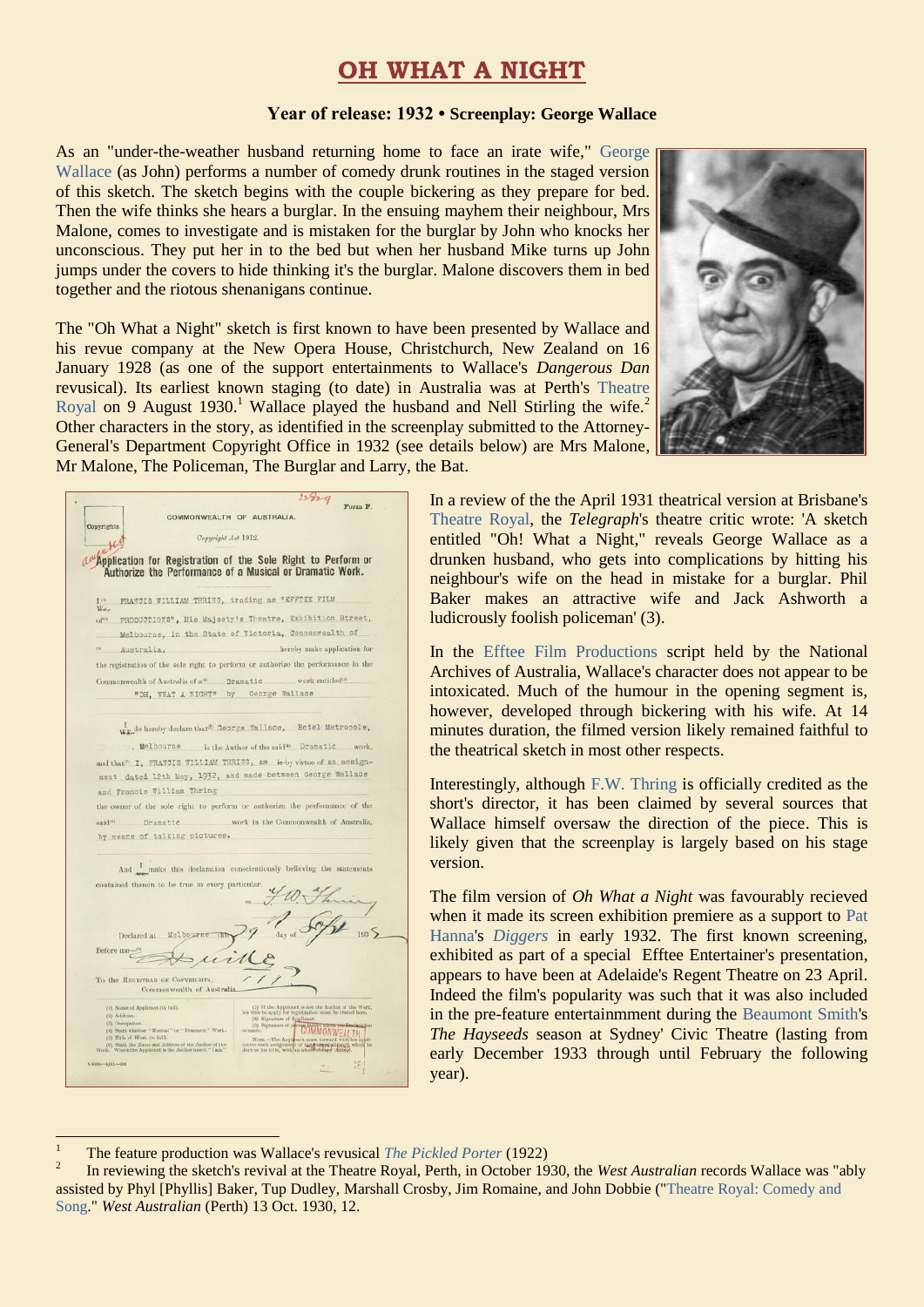# OH WHAT A NIGHT

**Year of release: 1932 • Screenplay: George Wallace**

As an "under-the-weather husband returning home to face an irate wife," George Wallace (as John) performs a number of comedy drunk routines in the staged version of this sketch. The sketch begins with the couple bickering as they prepare for bed. Then the wife thinks she hears a burglar. In the ensuing mayhem their neighbour, Mrs Malone, comes to investigate and is mistaken for the burglar by John who knocks her unconscious. They put her in to the bed but when her husband Mike turns up John jumps under the covers to hide thinking it's the burglar. Malone discovers them in bed together and the riotous shenanigans continue.

The "Oh What a Night" sketch is first known to have been presented by Wallace and his revue company at the New Opera House, Christchurch, New Zealand on 16 January 1928 (as one of the support entertainments to Wallace's *Dangerous Dan* revusical). Its earliest known staging (to date) in Australia was at Perth's Theatre Royal on 9 August 1930.[1] Wallace played the husband and Nell Stirling the wife.[2] Other characters in the story, as identified in the screenplay submitted to the Attorney-General's Department Copyright Office in 1932 (see details below) are Mrs Malone, Mr Malone, The Policeman, The Burglar and Larry, the Bat.

In a review of the the April 1931 theatrical version at Brisbane's Theatre Royal, the *Telegraph*'s theatre critic wrote: 'A sketch entitled "Oh! What a Night," reveals George Wallace as a drunken husband, who gets into complications by hitting his neighbour's wife on the head in mistake for a burglar. Phil Baker makes an attractive wife and Jack Ashworth a ludicrously foolish policeman' (3).

In the Efftee Film Productions script held by the National Archives of Australia, Wallace's character does not appear to be intoxicated. Much of the humour in the opening segment is, however, developed through bickering with his wife. At 14 minutes duration, the filmed version likely remained faithful to the theatrical sketch in most other respects.

Interestingly, although F.W. Thring is officially credited as the short's director, it has been claimed by several sources that Wallace himself oversaw the direction of the piece. This is likely given that the screenplay is largely based on his stage version.

The film version of *Oh What a Night* was favourably recieved when it made its screen exhibition premiere as a support to Pat Hanna's *Diggers* in early 1932. The first known screening, exhibited as part of a special Efftee Entertainer's presentation, appears to have been at Adelaide's Regent Theatre on 23 April. Indeed the film's popularity was such that it was also included in the pre-feature entertainment during the Beaumont Smith's *The Hayseeds* season at Sydney' Civic Theatre (lasting from early December 1933 through until February the following year).

---

[1] The feature production was Wallace's revusical *The Pickled Porter* (1922)

[2] In reviewing the sketch's revival at the Theatre Royal, Perth, in October 1930, the *West Australian* records Wallace was "ably assisted by Phyl [Phyllis] Baker, Tup Dudley, Marshall Crosby, Jim Romaine, and John Dobbie ("Theatre Royal: Comedy and Song." *West Australian* (Perth) 13 Oct. 1930, 12.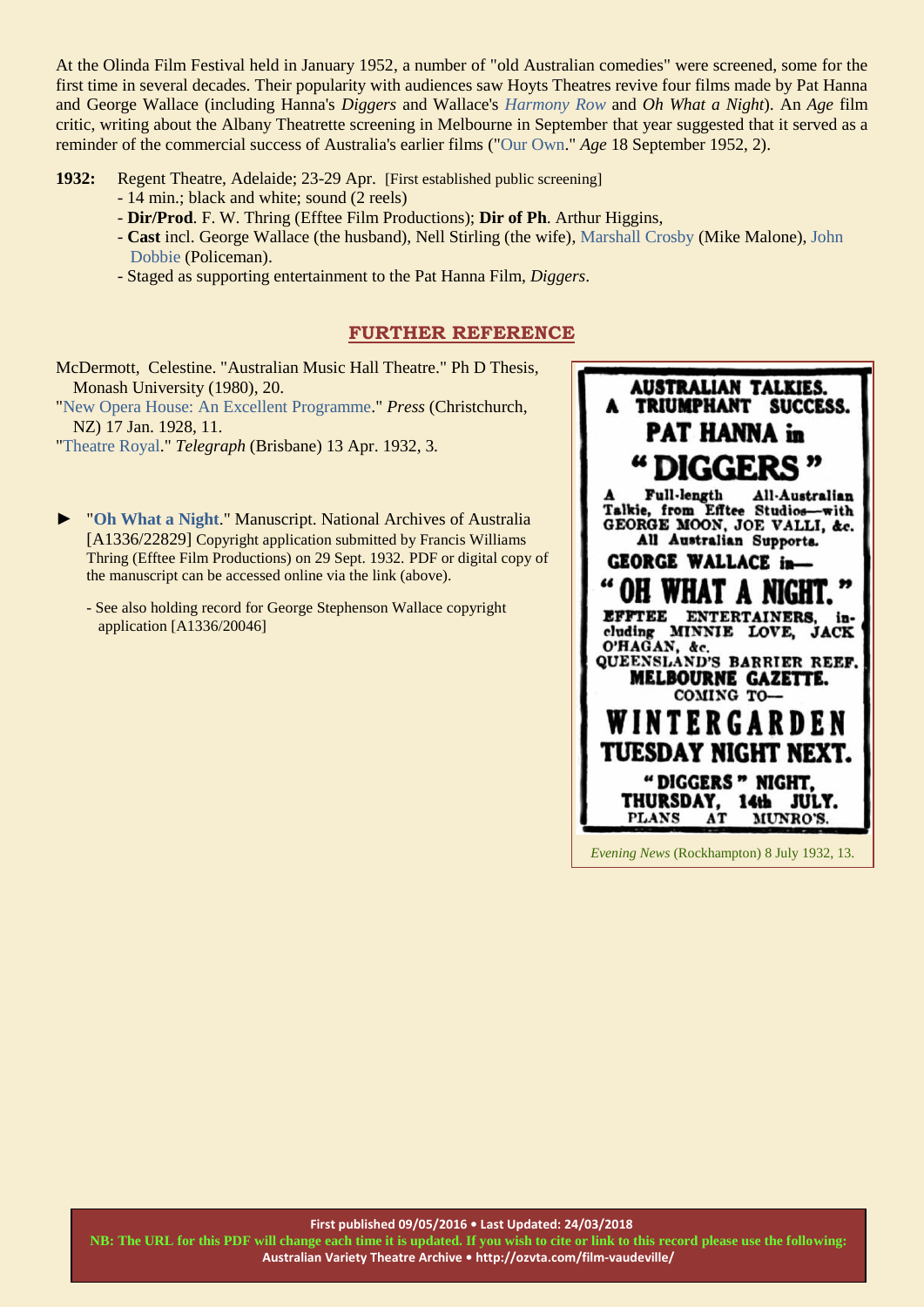At the Olinda Film Festival held in January 1952, a number of "old Australian comedies" were screened, some for the first time in several decades. Their popularity with audiences saw Hoyts Theatres revive four films made by Pat Hanna and George Wallace (including Hanna's *Diggers* and Wallace's *Harmony Row* and *Oh What a Night*). An *Age* film critic, writing about the Albany Theatrette screening in Melbourne in September that year suggested that it served as a reminder of the commercial success of Australia's earlier films ("Our Own." *Age* 18 September 1952, 2).

**1932:** Regent Theatre, Adelaide; 23-29 Apr. [First established public screening]
- 14 min.; black and white; sound (2 reels)
- **Dir/Prod**. F. W. Thring (Efftee Film Productions); **Dir of Ph**. Arthur Higgins,
- **Cast** incl. George Wallace (the husband), Nell Stirling (the wife), Marshall Crosby (Mike Malone), John Dobbie (Policeman).
- Staged as supporting entertainment to the Pat Hanna Film, *Diggers*.

## FURTHER REFERENCE

McDermott, Celestine. "Australian Music Hall Theatre." Ph D Thesis, Monash University (1980), 20.

"New Opera House: An Excellent Programme." *Press* (Christchurch, NZ) 17 Jan. 1928, 11.

"Theatre Royal." *Telegraph* (Brisbane) 13 Apr. 1932, 3.

► "**Oh What a Night**." Manuscript. National Archives of Australia [A1336/22829] Copyright application submitted by Francis Williams Thring (Efftee Film Productions) on 29 Sept. 1932. PDF or digital copy of the manuscript can be accessed online via the link (above).

- See also holding record for George Stephenson Wallace copyright application [A1336/20046]

AUSTRALIAN TALKIES.
A TRIUMPHANT SUCCESS.
PAT HANNA in
"DIGGERS"
A Full-length All-Australian Talkie, from Efftee Studios—with GEORGE MOON, JOE VALLI, &c.
All Australian Supports.
GEORGE WALLACE in—
"OH WHAT A NIGHT."
EFFTEE ENTERTAINERS, including MINNIE LOVE, JACK O'HAGAN, &c.
QUEENSLAND'S BARRIER REEF.
MELBOURNE GAZETTE.
COMING TO—
WINTERGARDEN
TUESDAY NIGHT NEXT.
"DIGGERS" NIGHT,
THURSDAY, 14th JULY.
PLANS AT MUNRO'S.

*Evening News* (Rockhampton) 8 July 1932, 13.

First published 09/05/2016 • Last Updated: 24/03/2018
NB: The URL for this PDF will change each time it is updated. If you wish to cite or link to this record please use the following:
Australian Variety Theatre Archive • http://ozvta.com/film-vaudeville/